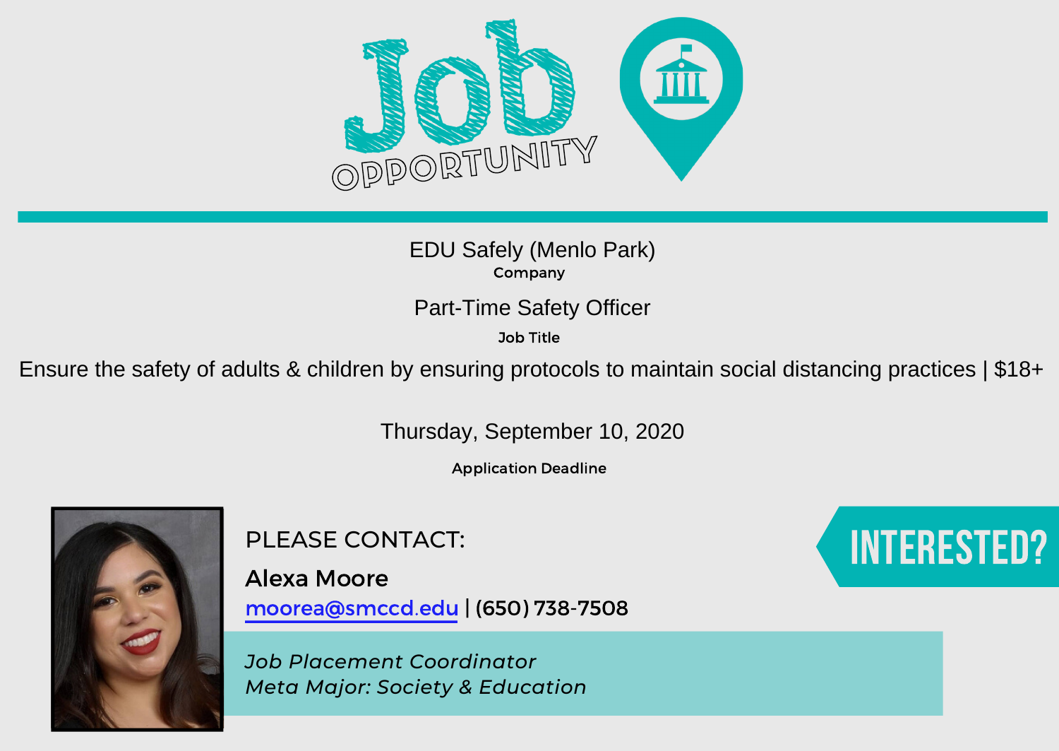# Job OPPORTUNITY

EDU Safely (Menlo Park)

**Company**

Part-Time Safety Officer

**Job Title**

Ensure the safety of adults & children by ensuring protocols to maintain social distancing practices | $18+

Thursday, September 10, 2020

**Application Deadline**

INTERESTED?

PLEASE CONTACT:

**Alexa Moore**

moorea@smccd.edu | (650) 738-7508

*Job Placement Coordinator*
*Meta Major: Society & Education*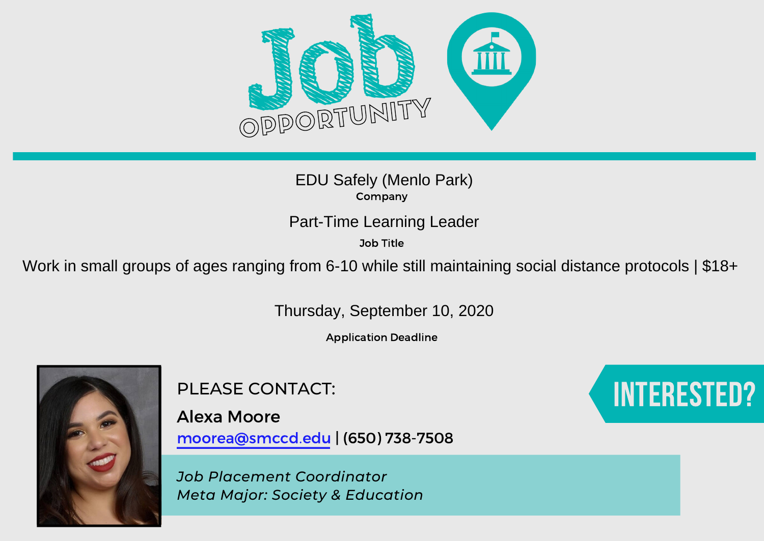# Job OPPORTUNITY

EDU Safely (Menlo Park)

**Company**

Part-Time Learning Leader

**Job Title**

Work in small groups of ages ranging from 6-10 while still maintaining social distance protocols | $18+

Thursday, September 10, 2020

**Application Deadline**

PLEASE CONTACT:

**Alexa Moore**

moorea@smccd.edu | (650) 738-7508

*Job Placement Coordinator*
*Meta Major: Society & Education*

INTERESTED?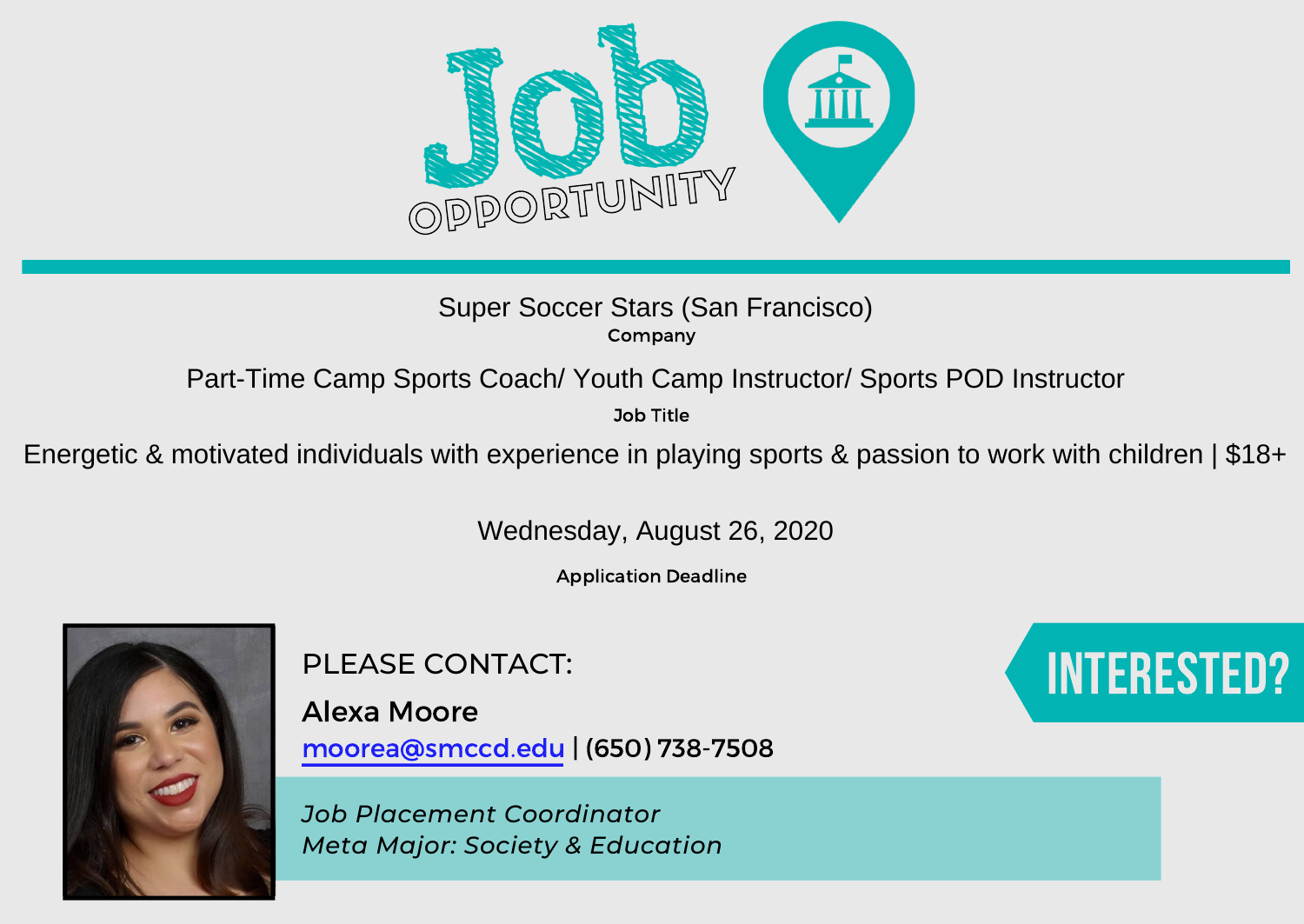# Job Opportunity

Super Soccer Stars (San Francisco)

**Company**

Part-Time Camp Sports Coach/ Youth Camp Instructor/ Sports POD Instructor

**Job Title**

Energetic & motivated individuals with experience in playing sports & passion to work with children | $18+

Wednesday, August 26, 2020

**Application Deadline**

**INTERESTED?**

PLEASE CONTACT:

**Alexa Moore**

moorea@smccd.edu | (650) 738-7508

*Job Placement Coordinator*
*Meta Major: Society & Education*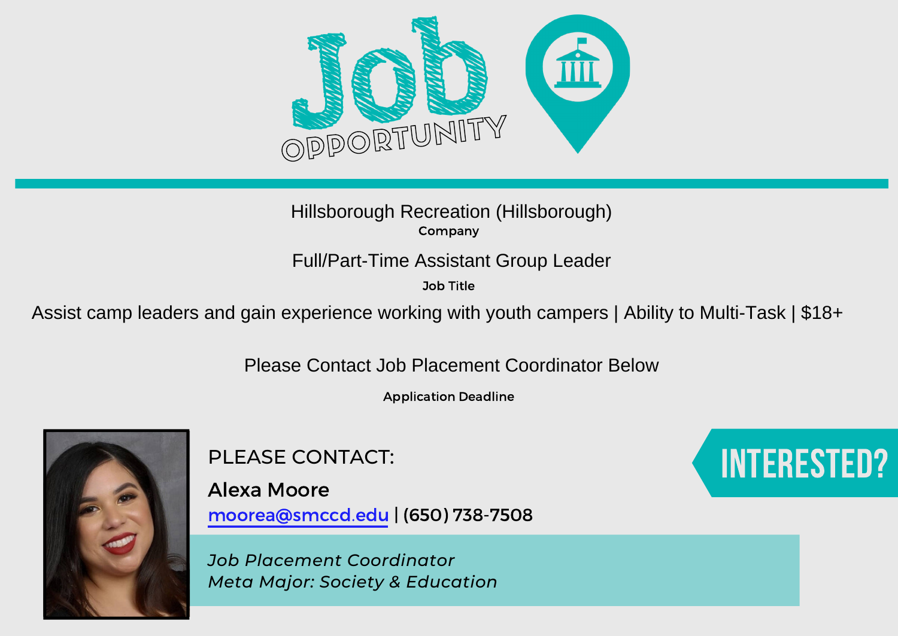# Job OPPORTUNITY

Hillsborough Recreation (Hillsborough)

Company

Full/Part-Time Assistant Group Leader

Job Title

Assist camp leaders and gain experience working with youth campers | Ability to Multi-Task | $18+

Please Contact Job Placement Coordinator Below

Application Deadline

**INTERESTED?**

PLEASE CONTACT:

**Alexa Moore**

moorea@smccd.edu | (650) 738-7508

*Job Placement Coordinator*
*Meta Major: Society & Education*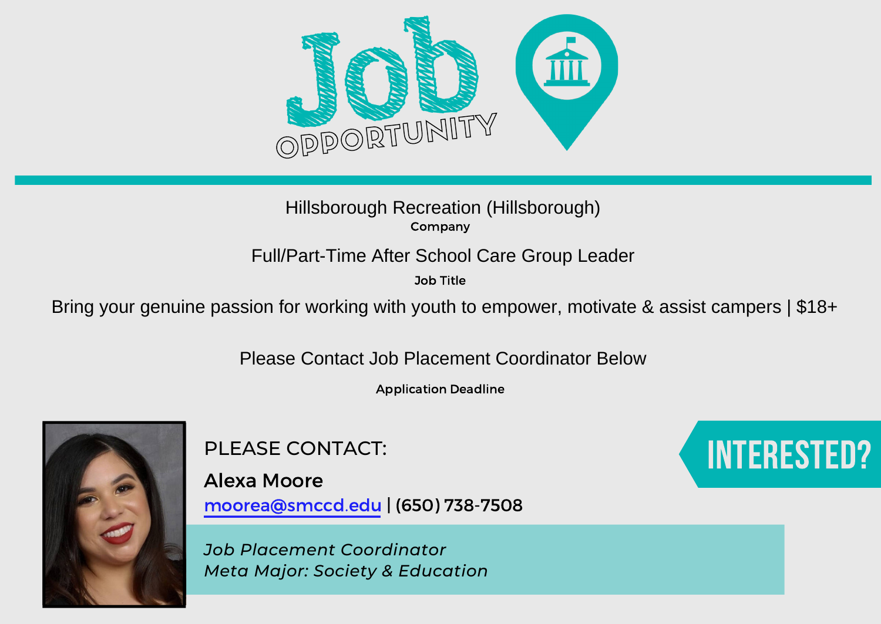# Job OPPORTUNITY

Hillsborough Recreation (Hillsborough)

**Company**

Full/Part-Time After School Care Group Leader

**Job Title**

Bring your genuine passion for working with youth to empower, motivate & assist campers | $18+

Please Contact Job Placement Coordinator Below

**Application Deadline**

PLEASE CONTACT:

**Alexa Moore**

moorea@smccd.edu | (650) 738-7508

*Job Placement Coordinator*
*Meta Major: Society & Education*

INTERESTED?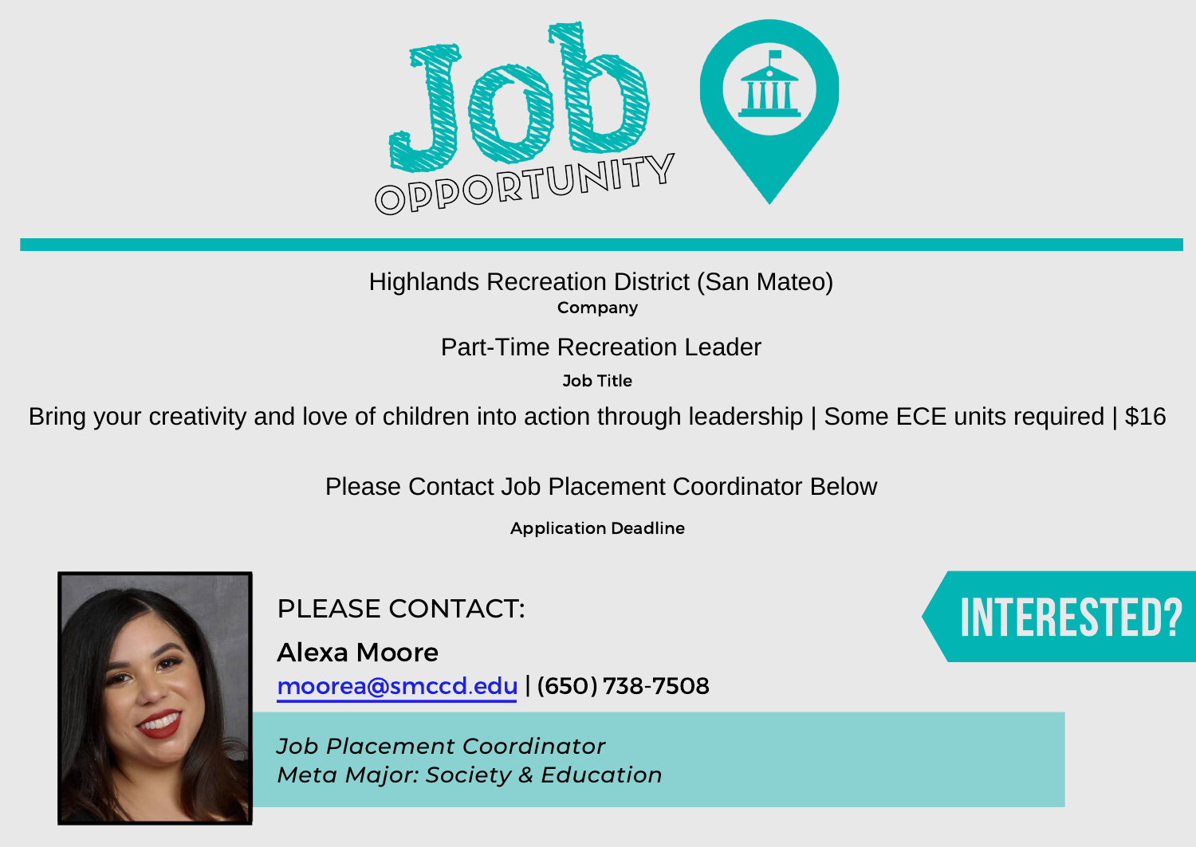# Job Opportunity

Highlands Recreation District (San Mateo)

**Company**

Part-Time Recreation Leader

**Job Title**

Bring your creativity and love of children into action through leadership | Some ECE units required | $16

Please Contact Job Placement Coordinator Below

**Application Deadline**

PLEASE CONTACT:

**Alexa Moore**

moorea@smccd.edu | (650) 738-7508

*Job Placement Coordinator*
*Meta Major: Society & Education*

INTERESTED?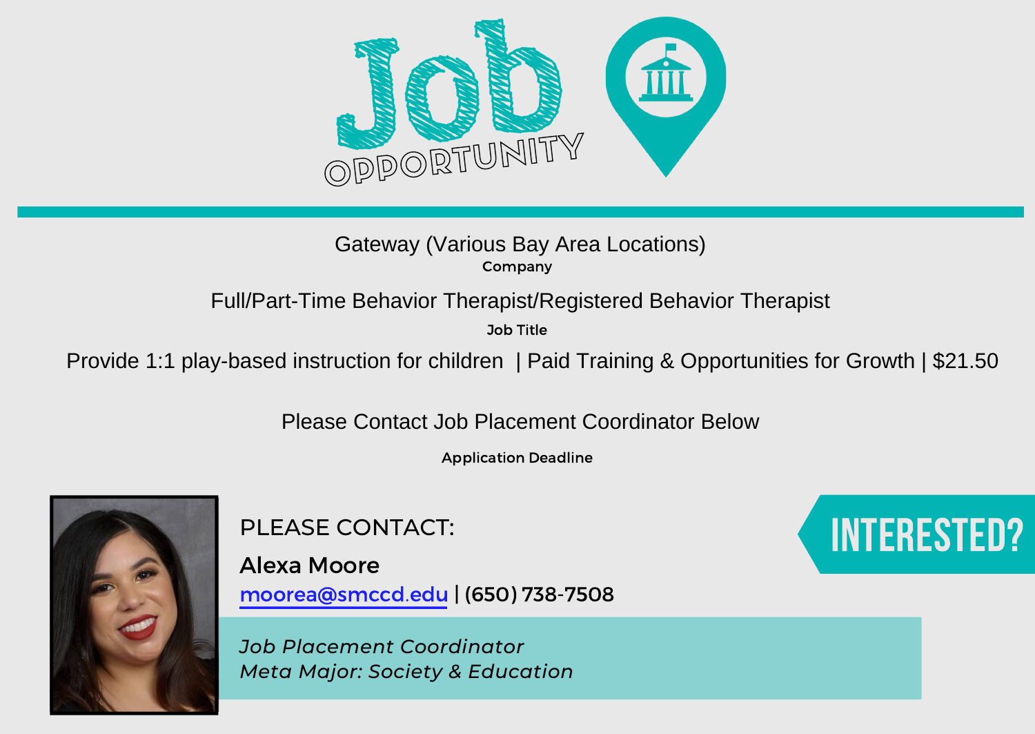# Job OPPORTUNITY

Gateway (Various Bay Area Locations)

**Company**

Full/Part-Time Behavior Therapist/Registered Behavior Therapist

**Job Title**

Provide 1:1 play-based instruction for children | Paid Training & Opportunities for Growth | $21.50

Please Contact Job Placement Coordinator Below

**Application Deadline**

PLEASE CONTACT:

**Alexa Moore**

moorea@smccd.edu | (650) 738-7508

*Job Placement Coordinator*
*Meta Major: Society & Education*

INTERESTED?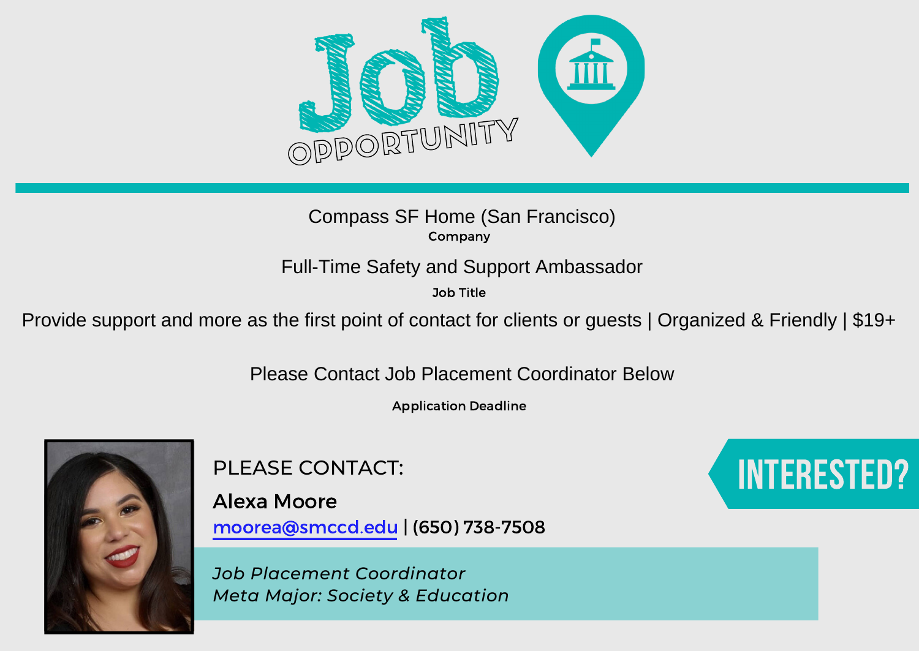# Job OPPORTUNITY

Compass SF Home (San Francisco)

Company

Full-Time Safety and Support Ambassador

Job Title

Provide support and more as the first point of contact for clients or guests | Organized & Friendly | $19+

Please Contact Job Placement Coordinator Below

Application Deadline

PLEASE CONTACT:

**Alexa Moore**

moorea@smccd.edu | (650) 738-7508

*Job Placement Coordinator*
*Meta Major: Society & Education*

INTERESTED?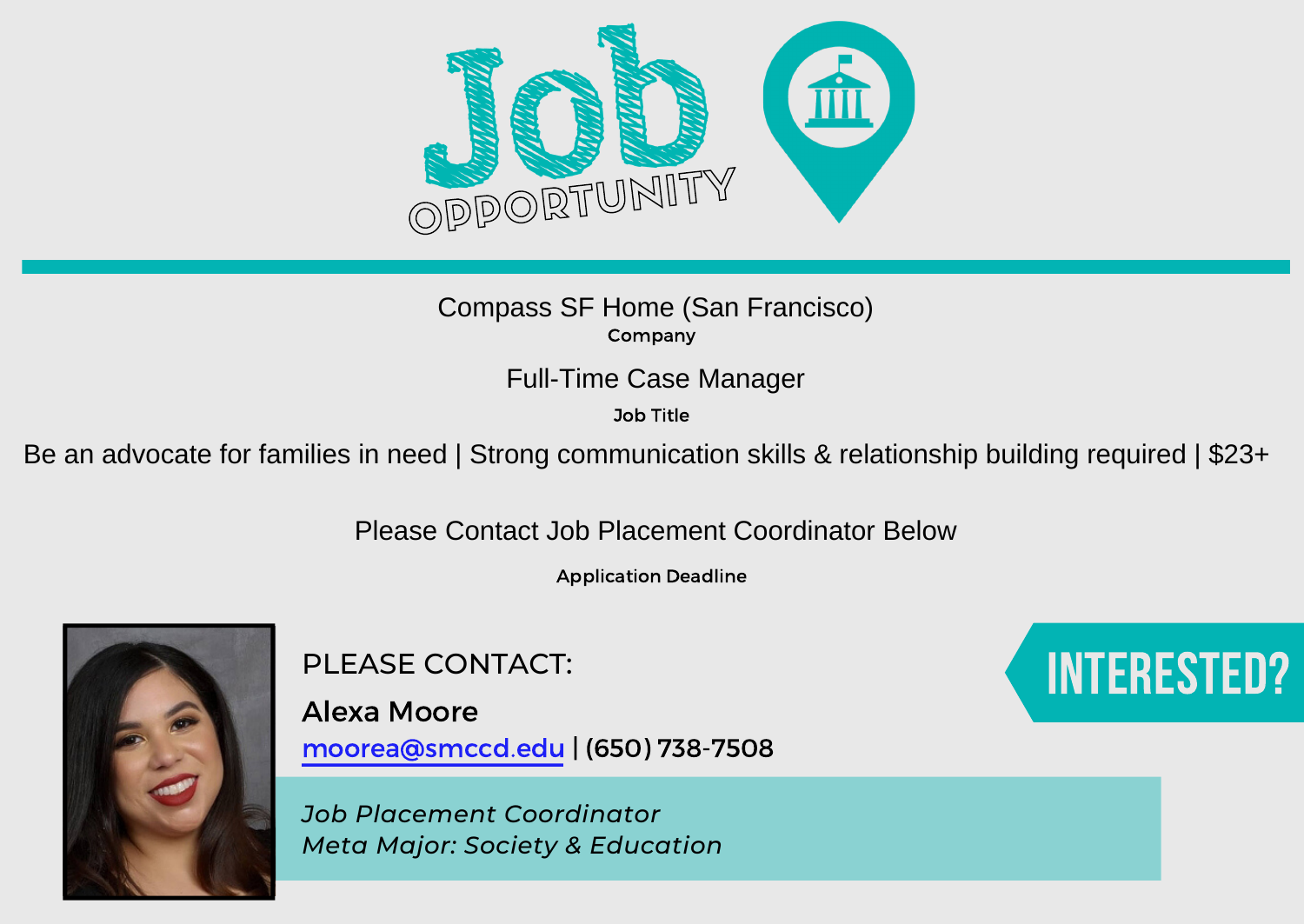# Job OPPORTUNITY

Compass SF Home (San Francisco)

**Company**

Full-Time Case Manager

**Job Title**

Be an advocate for families in need | Strong communication skills & relationship building required | $23+

Please Contact Job Placement Coordinator Below

**Application Deadline**

PLEASE CONTACT:

**Alexa Moore**

moorea@smccd.edu | (650) 738-7508

*Job Placement Coordinator*
*Meta Major: Society & Education*

INTERESTED?